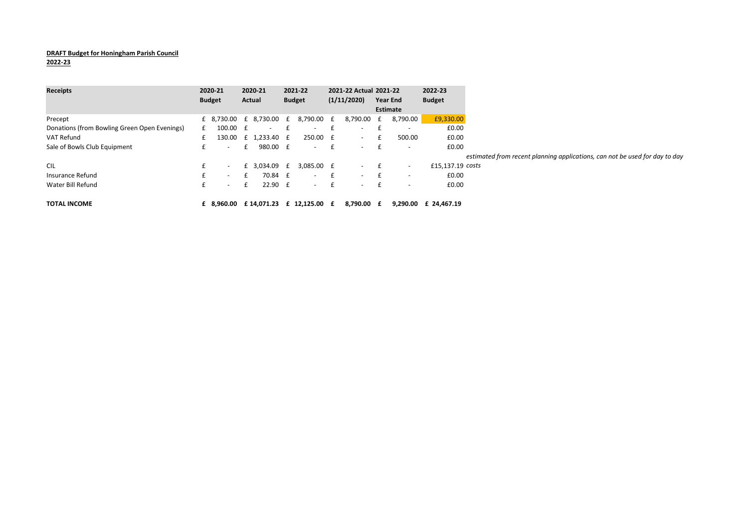**DRAFT Budget for Honingham Parish Council**

**2022-23**

| Receipts | 2020-21 Budget | 2020-21 Actual | 2021-22 Budget | 2021-22 Actual (1/11/2020) | 2021-22 Year End Estimate | 2022-23 Budget | |
|---|---|---|---|---|---|---|---|
| Precept | £ 8,730.00 | £ 8,730.00 | £ 8,790.00 | £ 8,790.00 | £ 8,790.00 | £9,330.00 | |
| Donations (from Bowling Green Open Evenings) | £ 100.00 | £ - | £ - | £ - | £ - | £0.00 | |
| VAT Refund | £ 130.00 | £ 1,233.40 | £ 250.00 | £ - | £ 500.00 | £0.00 | |
| Sale of Bowls Club Equipment | £ - | £ 980.00 | £ - | £ - | £ - | £0.00 | |
| CIL | £ - | £ 3,034.09 | £ 3,085.00 | £ - | £ - | £15,137.19 | *estimated from recent planning applications, can not be used for day to day costs* |
| Insurance Refund | £ - | £ 70.84 | £ - | £ - | £ - | £0.00 | |
| Water Bill Refund | £ - | £ 22.90 | £ - | £ - | £ - | £0.00 | |
| **TOTAL INCOME** | **£ 8,960.00** | **£ 14,071.23** | **£ 12,125.00** | **£ 8,790.00** | **£ 9,290.00** | **£ 24,467.19** | |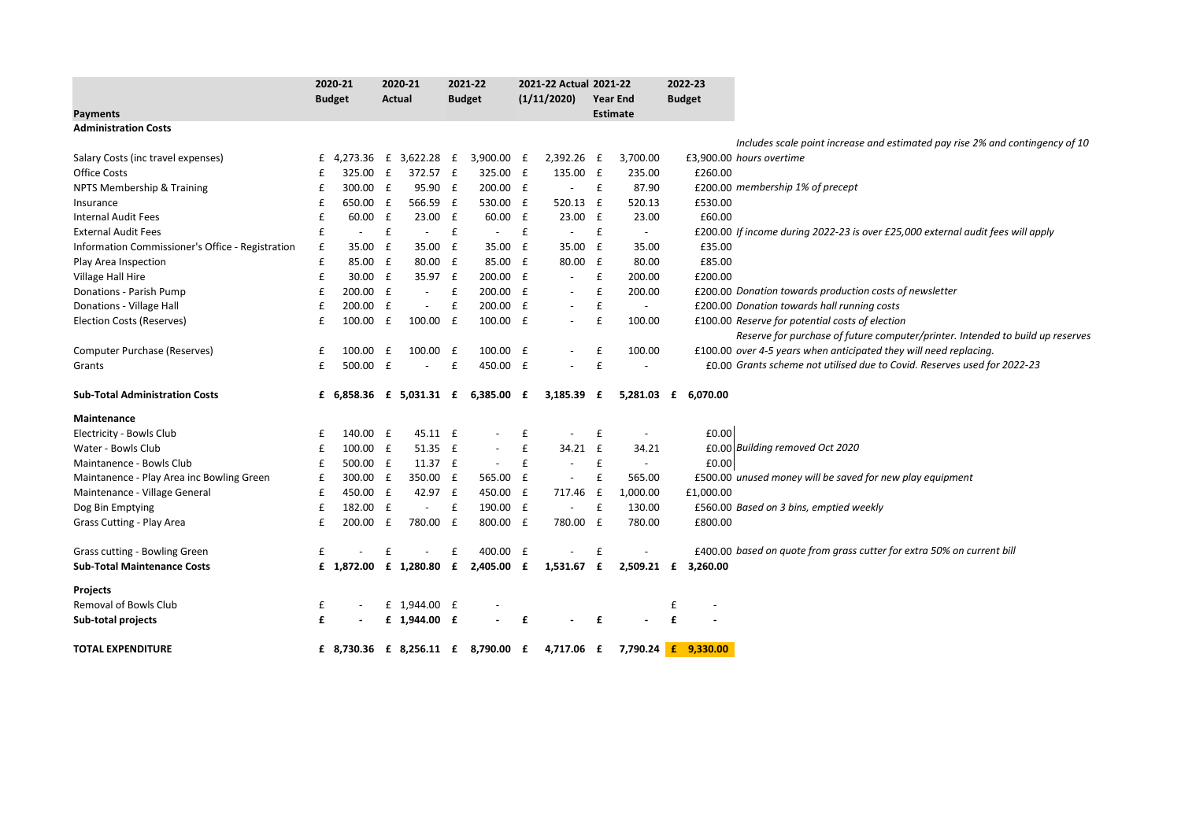| Payments | 2020-21 Budget | 2020-21 Actual | 2021-22 Budget | 2021-22 Actual (1/11/2020) | 2021-22 Year End Estimate | 2022-23 Budget | |
|---|---|---|---|---|---|---|---|
| **Administration Costs** | | | | | | | |
| Salary Costs (inc travel expenses) | £ 4,273.36 | £ 3,622.28 | £ 3,900.00 | £ 2,392.26 | £ 3,700.00 | £3,900.00 | *Includes scale point increase and estimated pay rise 2% and contingency of 10 hours overtime* |
| Office Costs | £ 325.00 | £ 372.57 | £ 325.00 | £ 135.00 | £ 235.00 | £260.00 | |
| NPTS Membership & Training | £ 300.00 | £ 95.90 | £ 200.00 | £ - | £ 87.90 | £200.00 | *membership 1% of precept* |
| Insurance | £ 650.00 | £ 566.59 | £ 530.00 | £ 520.13 | £ 520.13 | £530.00 | |
| Internal Audit Fees | £ 60.00 | £ 23.00 | £ 60.00 | £ 23.00 | £ 23.00 | £60.00 | |
| External Audit Fees | £ - | £ - | £ - | £ - | £ - | £200.00 | *If income during 2022-23 is over £25,000 external audit fees will apply* |
| Information Commissioner's Office - Registration | £ 35.00 | £ 35.00 | £ 35.00 | £ 35.00 | £ 35.00 | £35.00 | |
| Play Area Inspection | £ 85.00 | £ 80.00 | £ 85.00 | £ 80.00 | £ 80.00 | £85.00 | |
| Village Hall Hire | £ 30.00 | £ 35.97 | £ 200.00 | £ - | £ 200.00 | £200.00 | |
| Donations - Parish Pump | £ 200.00 | £ - | £ 200.00 | £ - | £ 200.00 | £200.00 | *Donation towards production costs of newsletter* |
| Donations - Village Hall | £ 200.00 | £ - | £ 200.00 | £ - | £ - | £200.00 | *Donation towards hall running costs* |
| Election Costs (Reserves) | £ 100.00 | £ 100.00 | £ 100.00 | £ - | £ 100.00 | £100.00 | *Reserve for potential costs of election* |
| Computer Purchase (Reserves) | £ 100.00 | £ 100.00 | £ 100.00 | £ - | £ 100.00 | £100.00 | *Reserve for purchase of future computer/printer. Intended to build up reserves over 4-5 years when anticipated they will need replacing.* |
| Grants | £ 500.00 | £ - | £ 450.00 | £ - | £ - | £0.00 | *Grants scheme not utilised due to Covid. Reserves used for 2022-23* |
| **Sub-Total Administration Costs** | **£ 6,858.36** | **£ 5,031.31** | **£ 6,385.00** | **£ 3,185.39** | **£ 5,281.03** | **£ 6,070.00** | |
| **Maintenance** | | | | | | | |
| Electricity - Bowls Club | £ 140.00 | £ 45.11 | £ - | £ - | £ - | £0.00 | |
| Water - Bowls Club | £ 100.00 | £ 51.35 | £ - | £ 34.21 | £ 34.21 | £0.00 | *Building removed Oct 2020* |
| Maintanence - Bowls Club | £ 500.00 | £ 11.37 | £ - | £ - | £ - | £0.00 | |
| Maintanence - Play Area inc Bowling Green | £ 300.00 | £ 350.00 | £ 565.00 | £ - | £ 565.00 | £500.00 | *unused money will be saved for new play equipment* |
| Maintanence - Village General | £ 450.00 | £ 42.97 | £ 450.00 | £ 717.46 | £ 1,000.00 | £1,000.00 | |
| Dog Bin Emptying | £ 182.00 | £ - | £ 190.00 | £ - | £ 130.00 | £560.00 | *Based on 3 bins, emptied weekly* |
| Grass Cutting - Play Area | £ 200.00 | £ 780.00 | £ 800.00 | £ 780.00 | £ 780.00 | £800.00 | |
| Grass cutting - Bowling Green | £ - | £ - | £ 400.00 | £ - | £ - | £400.00 | *based on quote from grass cutter for extra 50% on current bill* |
| **Sub-Total Maintenance Costs** | **£ 1,872.00** | **£ 1,280.80** | **£ 2,405.00** | **£ 1,531.67** | **£ 2,509.21** | **£ 3,260.00** | |
| **Projects** | | | | | | | |
| Removal of Bowls Club | £ - | £ 1,944.00 | £ - | | | £ - | |
| **Sub-total projects** | **£ -** | **£ 1,944.00** | **£ -** | **£ -** | **£ -** | **£ -** | |
| **TOTAL EXPENDITURE** | **£ 8,730.36** | **£ 8,256.11** | **£ 8,790.00** | **£ 4,717.06** | **£ 7,790.24** | **£ 9,330.00** | |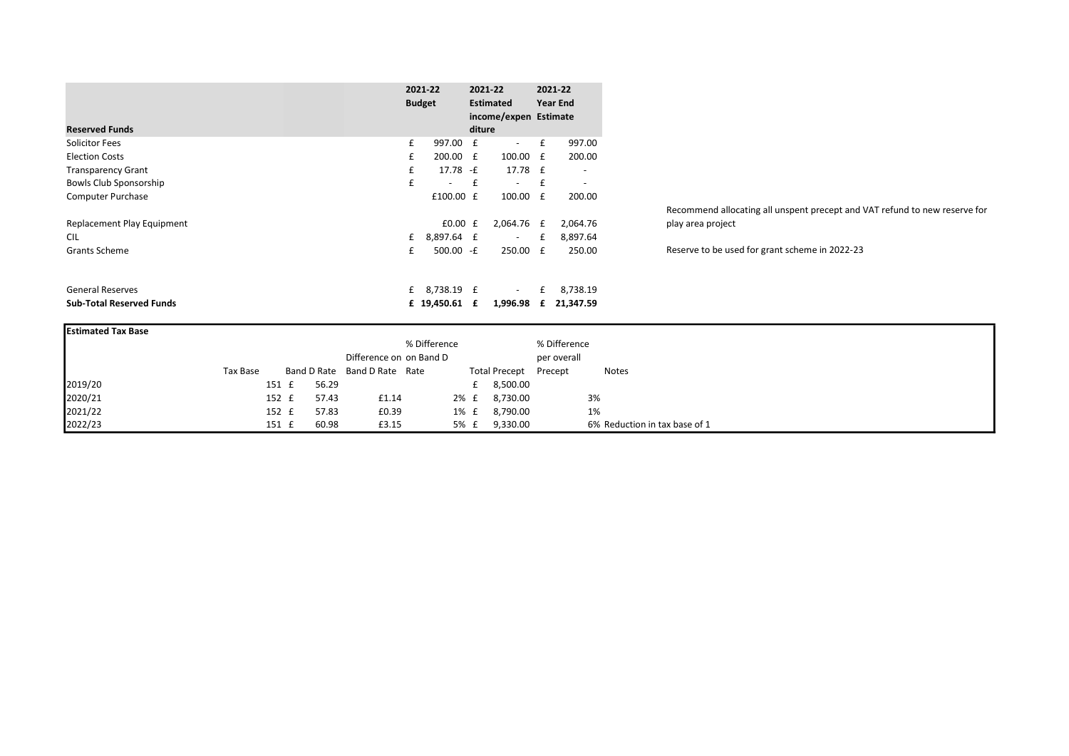| Reserved Funds | 2021-22 Budget | 2021-22 Estimated income/expenditure | 2021-22 Year End Estimate | |
|---|---|---|---|---|
| Solicitor Fees | £ 997.00 | £ - | £ 997.00 | |
| Election Costs | £ 200.00 | £ 100.00 | £ 200.00 | |
| Transparency Grant | £ 17.78 | -£ 17.78 | £ - | |
| Bowls Club Sponsorship | £ - | £ - | £ - | |
| Computer Purchase | £100.00 | £ 100.00 | £ 200.00 | |
| Replacement Play Equipment | £0.00 | £ 2,064.76 | £ 2,064.76 | Recommend allocating all unspent precept and VAT refund to new reserve for play area project |
| CIL | £ 8,897.64 | £ - | £ 8,897.64 | |
| Grants Scheme | £ 500.00 | -£ 250.00 | £ 250.00 | Reserve to be used for grant scheme in 2022-23 |
| | | | | |
| General Reserves | £ 8,738.19 | £ - | £ 8,738.19 | |
| **Sub-Total Reserved Funds** | **£ 19,450.61** | **£ 1,996.98** | **£ 21,347.59** | |

**Estimated Tax Base**

| | Tax Base | Band D Rate | Difference on Band D Rate | % Difference on Band D Rate | Total Precept | % Difference per overall Precept | Notes |
|---|---|---|---|---|---|---|---|
| 2019/20 | 151 | £ 56.29 | | | £ 8,500.00 | | |
| 2020/21 | 152 | £ 57.43 | £1.14 | 2% | £ 8,730.00 | 3% | |
| 2021/22 | 152 | £ 57.83 | £0.39 | 1% | £ 8,790.00 | 1% | |
| 2022/23 | 151 | £ 60.98 | £3.15 | 5% | £ 9,330.00 | 6% | Reduction in tax base of 1 |